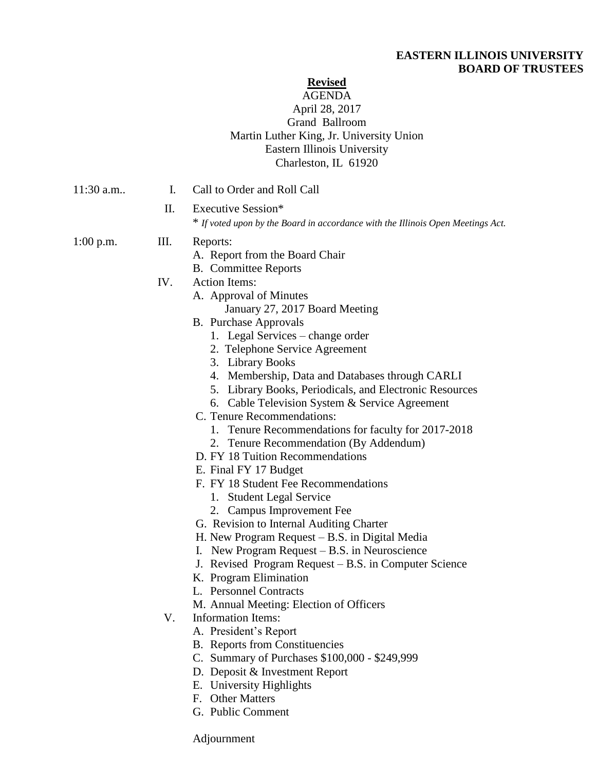**EASTERN ILLINOIS UNIVERSITY**
**BOARD OF TRUSTEES**

**<u>Revised</u>**

AGENDA
April 28, 2017
Grand Ballroom
Martin Luther King, Jr. University Union
Eastern Illinois University
Charleston, IL 61920

11:30 a.m..

I. Call to Order and Roll Call

II. Executive Session*
\* *If voted upon by the Board in accordance with the Illinois Open Meetings Act.*

1:00 p.m.

III. Reports:
- A. Report from the Board Chair
- B. Committee Reports

IV. Action Items:
- A. Approval of Minutes
  - January 27, 2017 Board Meeting
- B. Purchase Approvals
  1. Legal Services – change order
  2. Telephone Service Agreement
  3. Library Books
  4. Membership, Data and Databases through CARLI
  5. Library Books, Periodicals, and Electronic Resources
  6. Cable Television System & Service Agreement
- C. Tenure Recommendations:
  1. Tenure Recommendations for faculty for 2017-2018
  2. Tenure Recommendation (By Addendum)
- D. FY 18 Tuition Recommendations
- E. Final FY 17 Budget
- F. FY 18 Student Fee Recommendations
  1. Student Legal Service
  2. Campus Improvement Fee
- G. Revision to Internal Auditing Charter
- H. New Program Request – B.S. in Digital Media
- I. New Program Request – B.S. in Neuroscience
- J. Revised Program Request – B.S. in Computer Science
- K. Program Elimination
- L. Personnel Contracts
- M. Annual Meeting: Election of Officers

V. Information Items:
- A. President's Report
- B. Reports from Constituencies
- C. Summary of Purchases $100,000 - $249,999
- D. Deposit & Investment Report
- E. University Highlights
- F. Other Matters
- G. Public Comment

Adjournment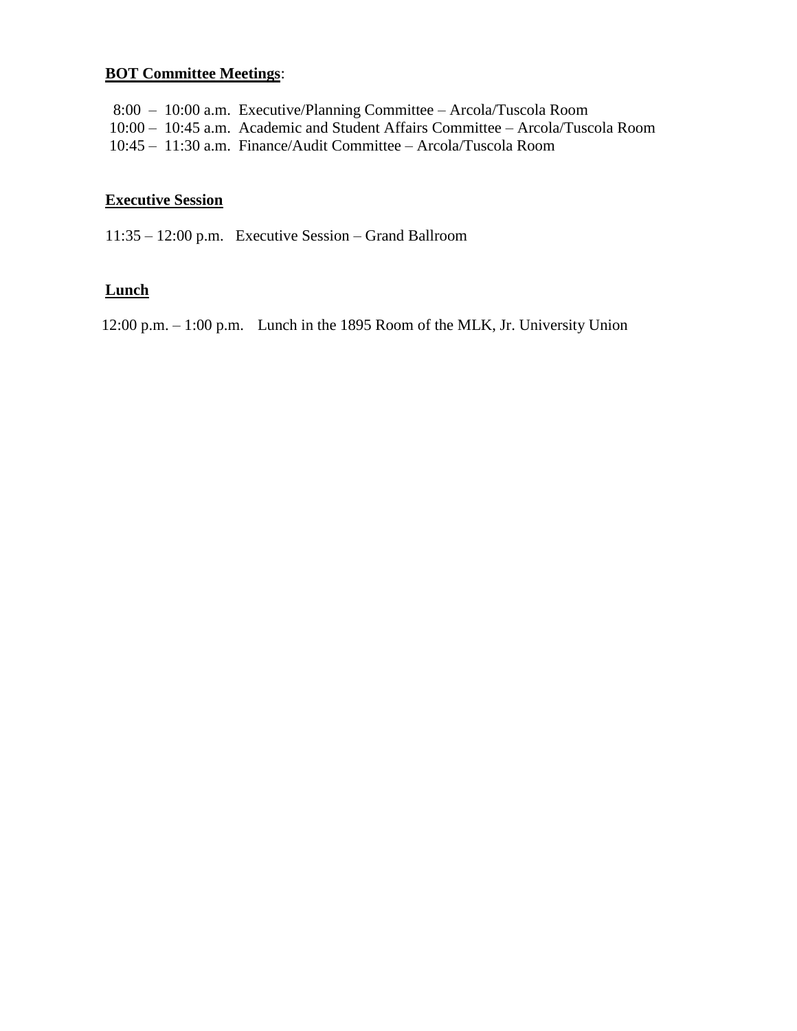**BOT Committee Meetings**:

8:00 – 10:00 a.m. Executive/Planning Committee – Arcola/Tuscola Room
10:00 – 10:45 a.m. Academic and Student Affairs Committee – Arcola/Tuscola Room
10:45 – 11:30 a.m. Finance/Audit Committee – Arcola/Tuscola Room

**Executive Session**

11:35 – 12:00 p.m. Executive Session – Grand Ballroom

**Lunch**

12:00 p.m. – 1:00 p.m. Lunch in the 1895 Room of the MLK, Jr. University Union